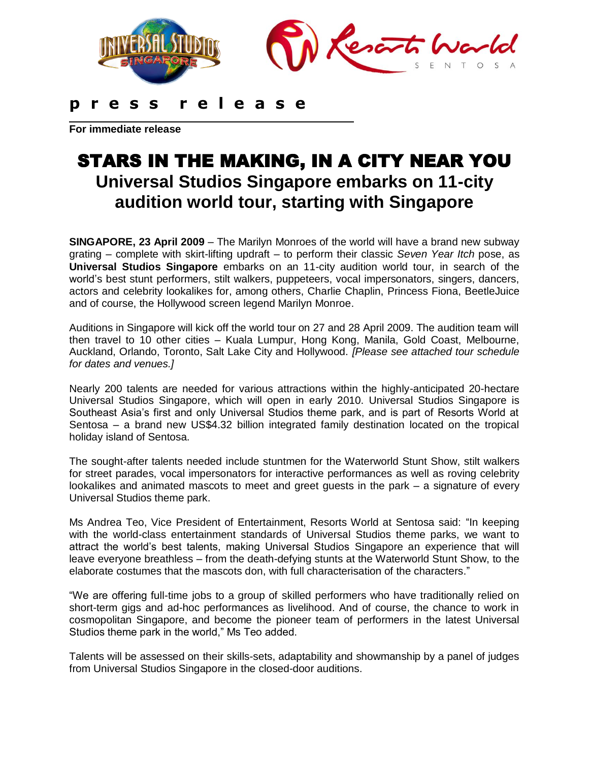press release

**For immediate release**

# STARS IN THE MAKING, IN A CITY NEAR YOU

## Universal Studios Singapore embarks on 11-city audition world tour, starting with Singapore

**SINGAPORE, 23 April 2009** – The Marilyn Monroes of the world will have a brand new subway grating – complete with skirt-lifting updraft – to perform their classic *Seven Year Itch* pose, as **Universal Studios Singapore** embarks on an 11-city audition world tour, in search of the world's best stunt performers, stilt walkers, puppeteers, vocal impersonators, singers, dancers, actors and celebrity lookalikes for, among others, Charlie Chaplin, Princess Fiona, BeetleJuice and of course, the Hollywood screen legend Marilyn Monroe.

Auditions in Singapore will kick off the world tour on 27 and 28 April 2009. The audition team will then travel to 10 other cities – Kuala Lumpur, Hong Kong, Manila, Gold Coast, Melbourne, Auckland, Orlando, Toronto, Salt Lake City and Hollywood. *[Please see attached tour schedule for dates and venues.]*

Nearly 200 talents are needed for various attractions within the highly-anticipated 20-hectare Universal Studios Singapore, which will open in early 2010. Universal Studios Singapore is Southeast Asia's first and only Universal Studios theme park, and is part of Resorts World at Sentosa – a brand new US$4.32 billion integrated family destination located on the tropical holiday island of Sentosa.

The sought-after talents needed include stuntmen for the Waterworld Stunt Show, stilt walkers for street parades, vocal impersonators for interactive performances as well as roving celebrity lookalikes and animated mascots to meet and greet guests in the park – a signature of every Universal Studios theme park.

Ms Andrea Teo, Vice President of Entertainment, Resorts World at Sentosa said: "In keeping with the world-class entertainment standards of Universal Studios theme parks, we want to attract the world's best talents, making Universal Studios Singapore an experience that will leave everyone breathless – from the death-defying stunts at the Waterworld Stunt Show, to the elaborate costumes that the mascots don, with full characterisation of the characters."

"We are offering full-time jobs to a group of skilled performers who have traditionally relied on short-term gigs and ad-hoc performances as livelihood. And of course, the chance to work in cosmopolitan Singapore, and become the pioneer team of performers in the latest Universal Studios theme park in the world," Ms Teo added.

Talents will be assessed on their skills-sets, adaptability and showmanship by a panel of judges from Universal Studios Singapore in the closed-door auditions.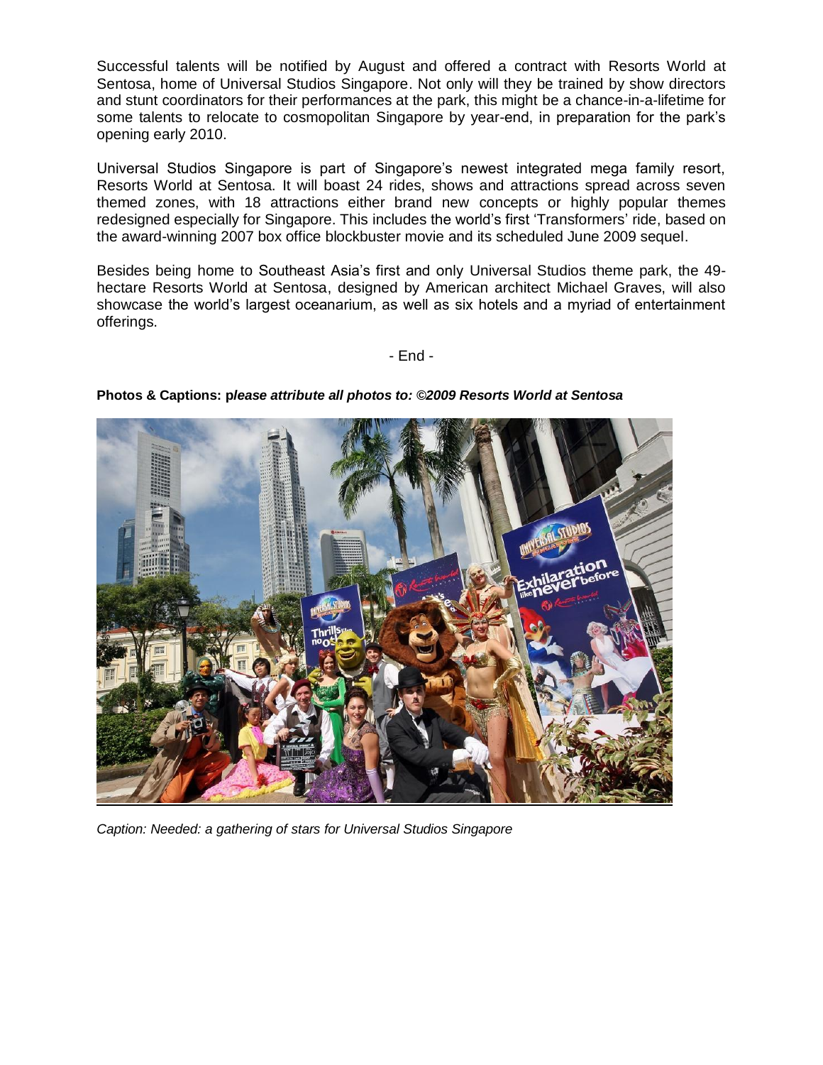Successful talents will be notified by August and offered a contract with Resorts World at Sentosa, home of Universal Studios Singapore. Not only will they be trained by show directors and stunt coordinators for their performances at the park, this might be a chance-in-a-lifetime for some talents to relocate to cosmopolitan Singapore by year-end, in preparation for the park's opening early 2010.

Universal Studios Singapore is part of Singapore's newest integrated mega family resort, Resorts World at Sentosa. It will boast 24 rides, shows and attractions spread across seven themed zones, with 18 attractions either brand new concepts or highly popular themes redesigned especially for Singapore. This includes the world's first 'Transformers' ride, based on the award-winning 2007 box office blockbuster movie and its scheduled June 2009 sequel.

Besides being home to Southeast Asia's first and only Universal Studios theme park, the 49-hectare Resorts World at Sentosa, designed by American architect Michael Graves, will also showcase the world's largest oceanarium, as well as six hotels and a myriad of entertainment offerings.

- End -

**Photos & Captions: p*lease attribute all photos to: ©2009 Resorts World at Sentosa***

*Caption: Needed: a gathering of stars for Universal Studios Singapore*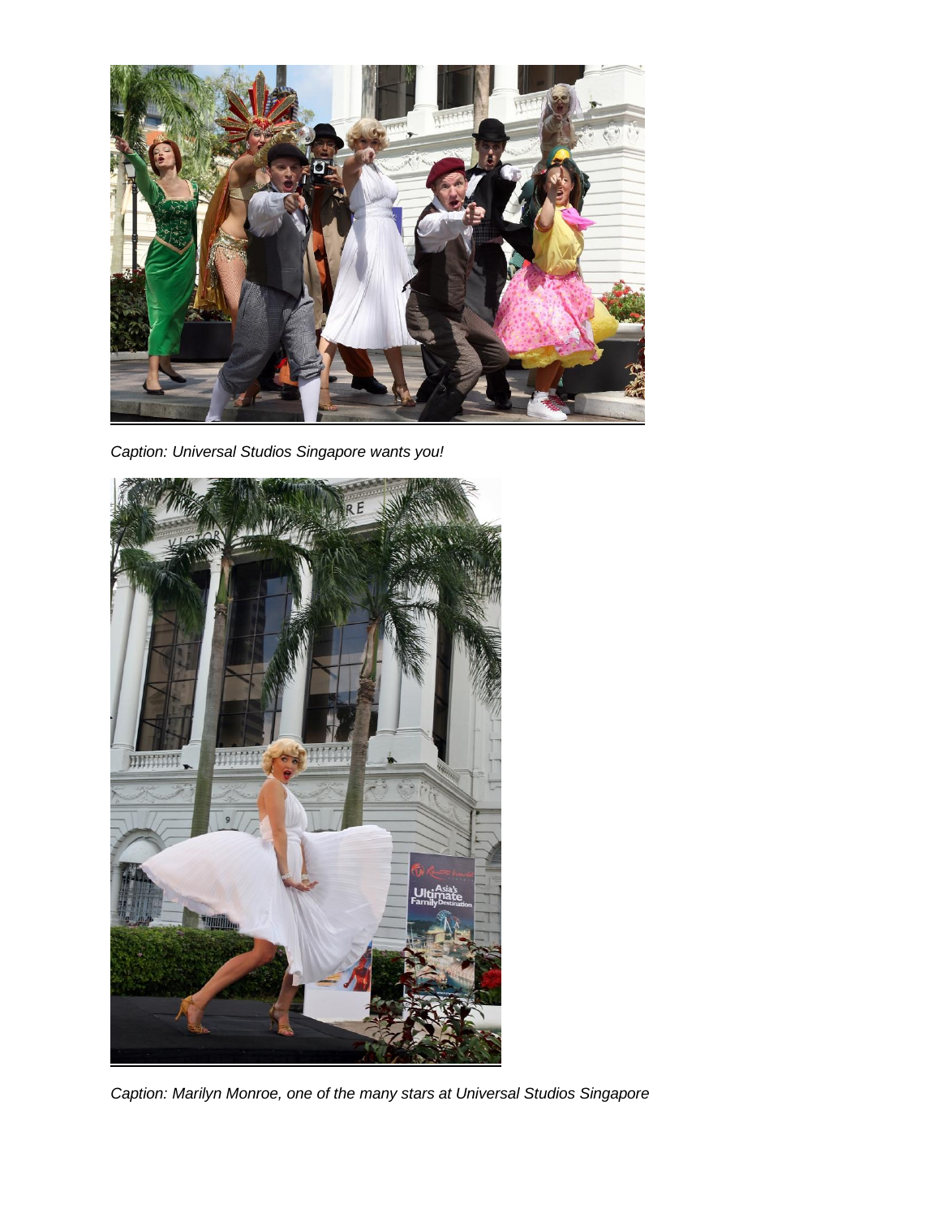*Caption: Universal Studios Singapore wants you!*

*Caption: Marilyn Monroe, one of the many stars at Universal Studios Singapore*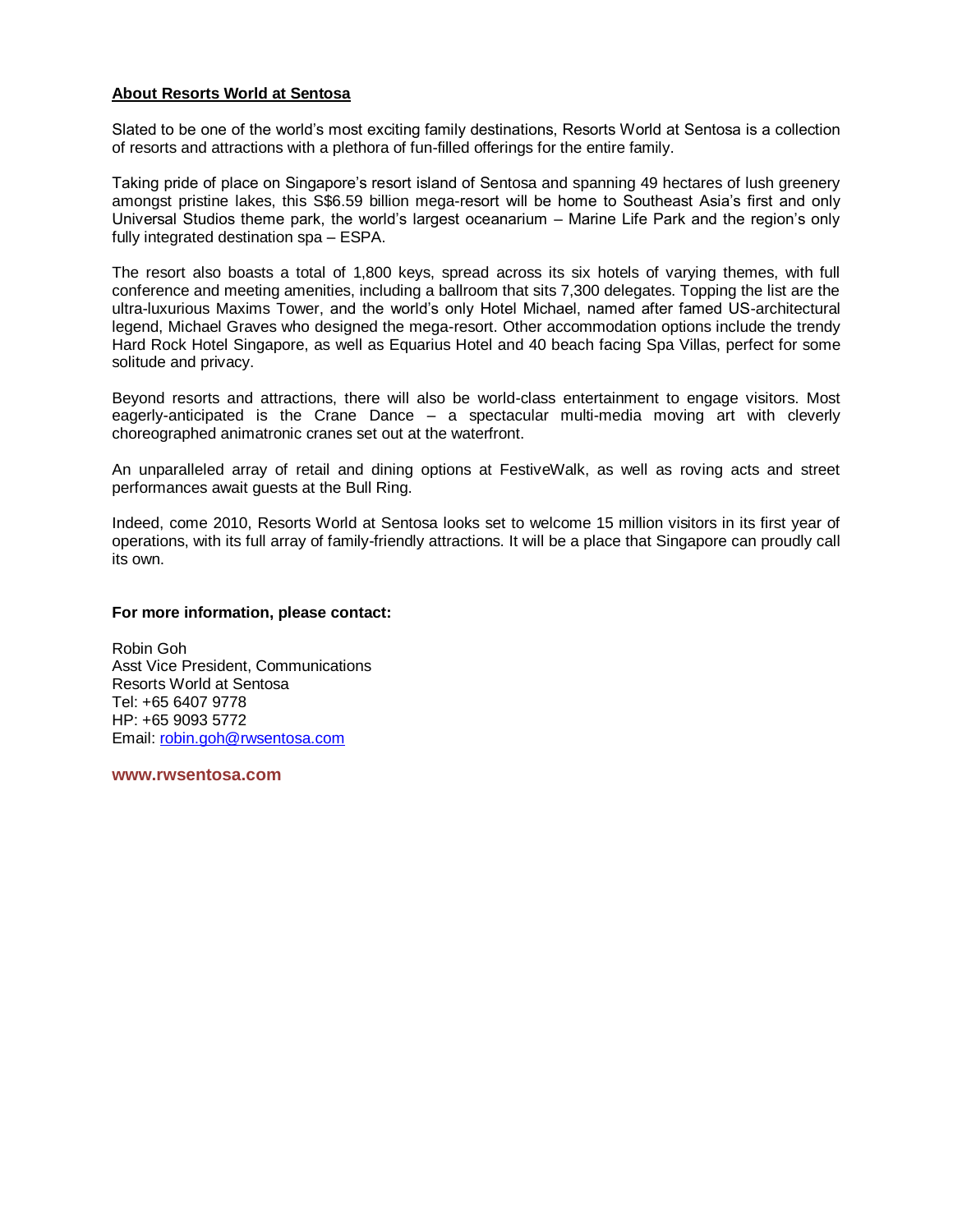**About Resorts World at Sentosa**

Slated to be one of the world's most exciting family destinations, Resorts World at Sentosa is a collection of resorts and attractions with a plethora of fun-filled offerings for the entire family.

Taking pride of place on Singapore's resort island of Sentosa and spanning 49 hectares of lush greenery amongst pristine lakes, this S$6.59 billion mega-resort will be home to Southeast Asia's first and only Universal Studios theme park, the world's largest oceanarium – Marine Life Park and the region's only fully integrated destination spa – ESPA.

The resort also boasts a total of 1,800 keys, spread across its six hotels of varying themes, with full conference and meeting amenities, including a ballroom that sits 7,300 delegates. Topping the list are the ultra-luxurious Maxims Tower, and the world's only Hotel Michael, named after famed US-architectural legend, Michael Graves who designed the mega-resort. Other accommodation options include the trendy Hard Rock Hotel Singapore, as well as Equarius Hotel and 40 beach facing Spa Villas, perfect for some solitude and privacy.

Beyond resorts and attractions, there will also be world-class entertainment to engage visitors. Most eagerly-anticipated is the Crane Dance – a spectacular multi-media moving art with cleverly choreographed animatronic cranes set out at the waterfront.

An unparalleled array of retail and dining options at FestiveWalk, as well as roving acts and street performances await guests at the Bull Ring.

Indeed, come 2010, Resorts World at Sentosa looks set to welcome 15 million visitors in its first year of operations, with its full array of family-friendly attractions. It will be a place that Singapore can proudly call its own.

**For more information, please contact:**

Robin Goh
Asst Vice President, Communications
Resorts World at Sentosa
Tel: +65 6407 9778
HP: +65 9093 5772
Email: robin.goh@rwsentosa.com

**www.rwsentosa.com**